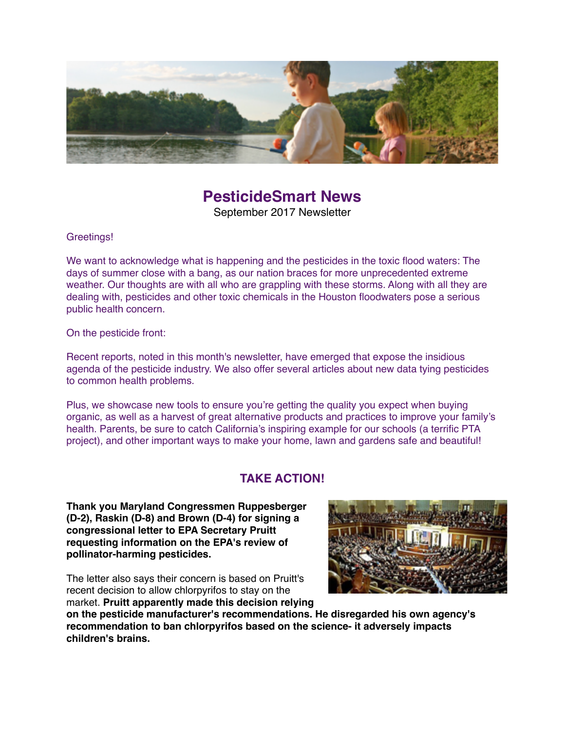# PesticideSmart News

September 2017 Newsletter

Greetings!

We want to acknowledge what is happening and the pesticides in the toxic flood waters: The days of summer close with a bang, as our nation braces for more unprecedented extreme weather. Our thoughts are with all who are grappling with these storms. Along with all they are dealing with, pesticides and other toxic chemicals in the Houston floodwaters pose a serious public health concern.

On the pesticide front:

Recent reports, noted in this month's newsletter, have emerged that expose the insidious agenda of the pesticide industry. We also offer several articles about new data tying pesticides to common health problems.

Plus, we showcase new tools to ensure you're getting the quality you expect when buying organic, as well as a harvest of great alternative products and practices to improve your family's health. Parents, be sure to catch California's inspiring example for our schools (a terrific PTA project), and other important ways to make your home, lawn and gardens safe and beautiful!

## TAKE ACTION!

**Thank you Maryland Congressmen Ruppesberger (D-2), Raskin (D-8) and Brown (D-4) for signing a congressional letter to EPA Secretary Pruitt requesting information on the EPA's review of pollinator-harming pesticides.**

The letter also says their concern is based on Pruitt's recent decision to allow chlorpyrifos to stay on the market. **Pruitt apparently made this decision relying on the pesticide manufacturer's recommendations. He disregarded his own agency's recommendation to ban chlorpyrifos based on the science- it adversely impacts children's brains.**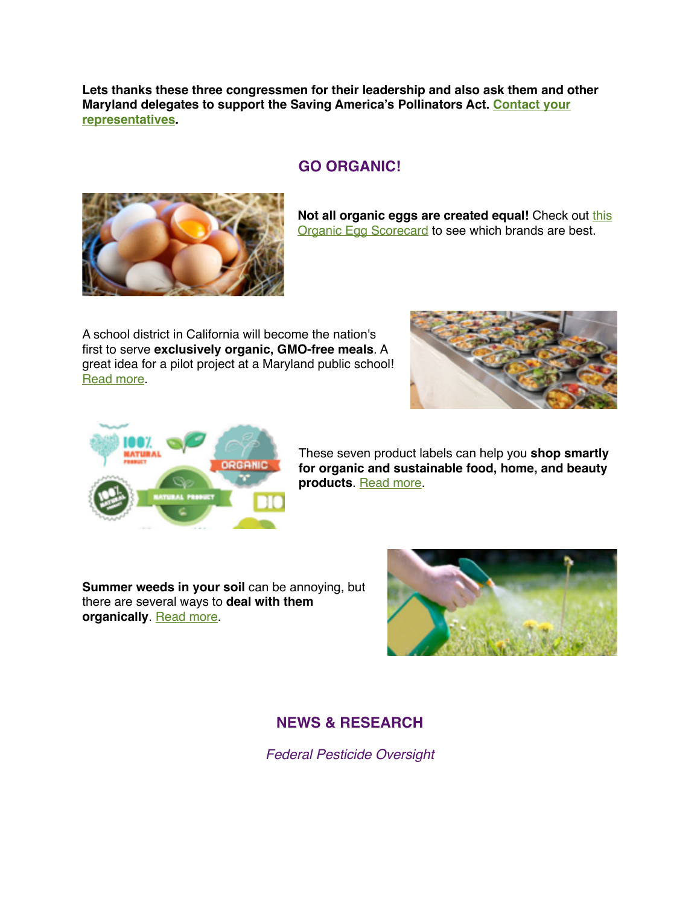**Lets thanks these three congressmen for their leadership and also ask them and other Maryland delegates to support the Saving America's Pollinators Act. Contact your representatives.**

## GO ORGANIC!

**Not all organic eggs are created equal!** Check out this Organic Egg Scorecard to see which brands are best.

A school district in California will become the nation's first to serve **exclusively organic, GMO-free meals**. A great idea for a pilot project at a Maryland public school! Read more.

These seven product labels can help you **shop smartly for organic and sustainable food, home, and beauty products**. Read more.

**Summer weeds in your soil** can be annoying, but there are several ways to **deal with them organically**. Read more.

## NEWS & RESEARCH

*Federal Pesticide Oversight*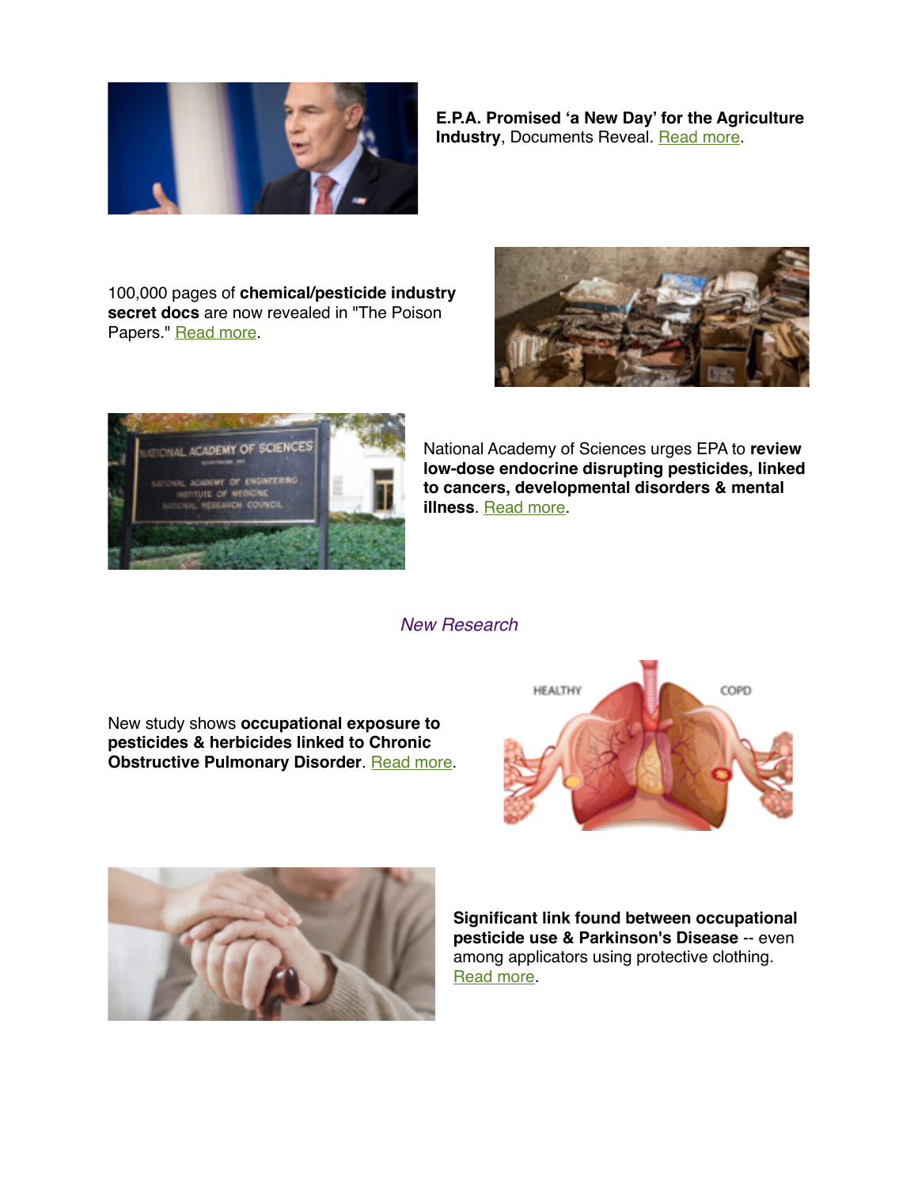**E.P.A. Promised 'a New Day' for the Agriculture Industry**, Documents Reveal. Read more.

100,000 pages of **chemical/pesticide industry secret docs** are now revealed in "The Poison Papers." Read more.

National Academy of Sciences urges EPA to **review low-dose endocrine disrupting pesticides, linked to cancers, developmental disorders & mental illness**. Read more.

*New Research*

New study shows **occupational exposure to pesticides & herbicides linked to Chronic Obstructive Pulmonary Disorder**. Read more.

**Significant link found between occupational pesticide use & Parkinson's Disease** -- even among applicators using protective clothing. Read more.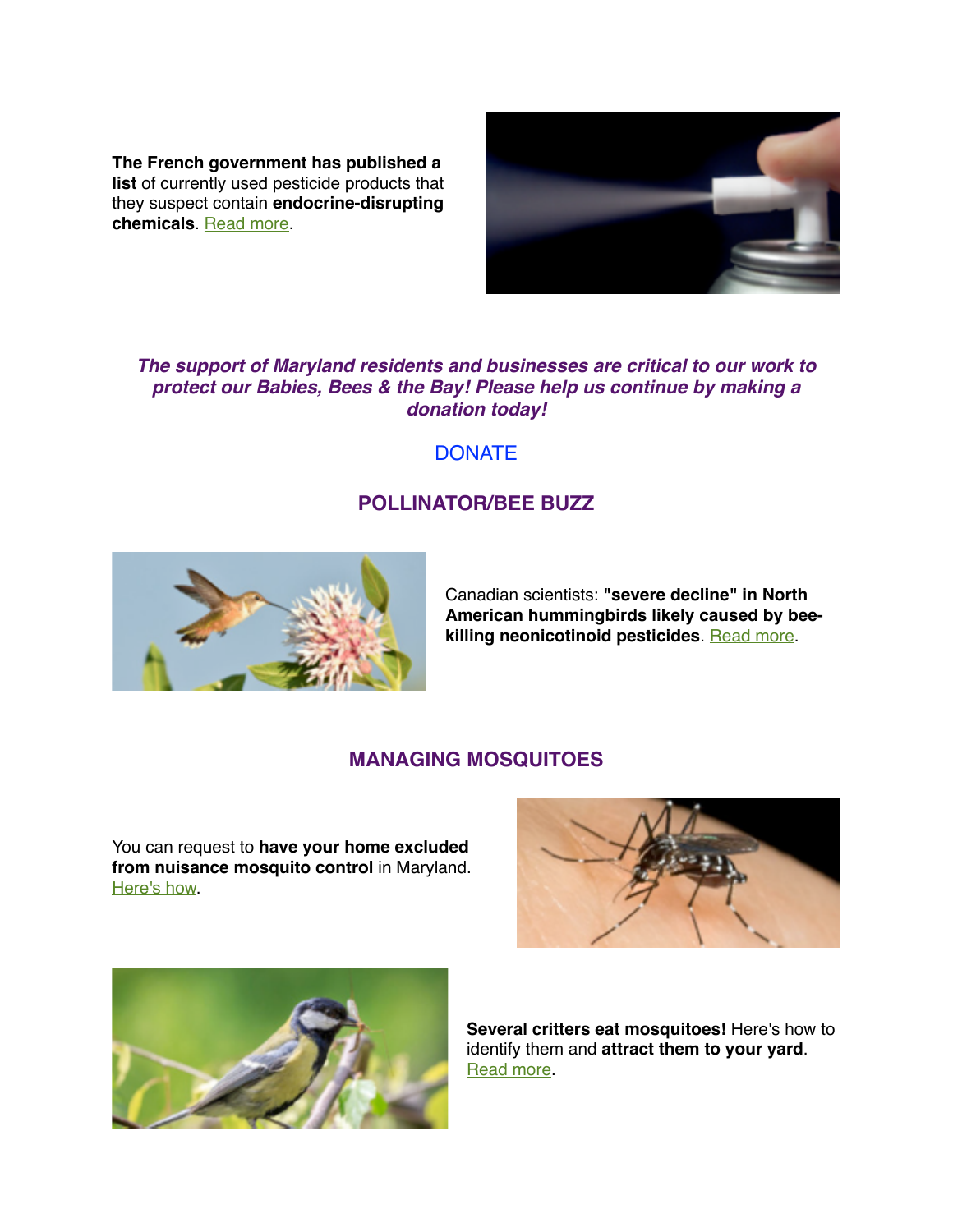**The French government has published a list** of currently used pesticide products that they suspect contain **endocrine-disrupting chemicals**. Read more.

***The support of Maryland residents and businesses are critical to our work to protect our Babies, Bees & the Bay! Please help us continue by making a donation today!***

DONATE

## POLLINATOR/BEE BUZZ

Canadian scientists: **"severe decline" in North American hummingbirds likely caused by bee-killing neonicotinoid pesticides**. Read more.

## MANAGING MOSQUITOES

You can request to **have your home excluded from nuisance mosquito control** in Maryland. Here's how.

**Several critters eat mosquitoes!** Here's how to identify them and **attract them to your yard**. Read more.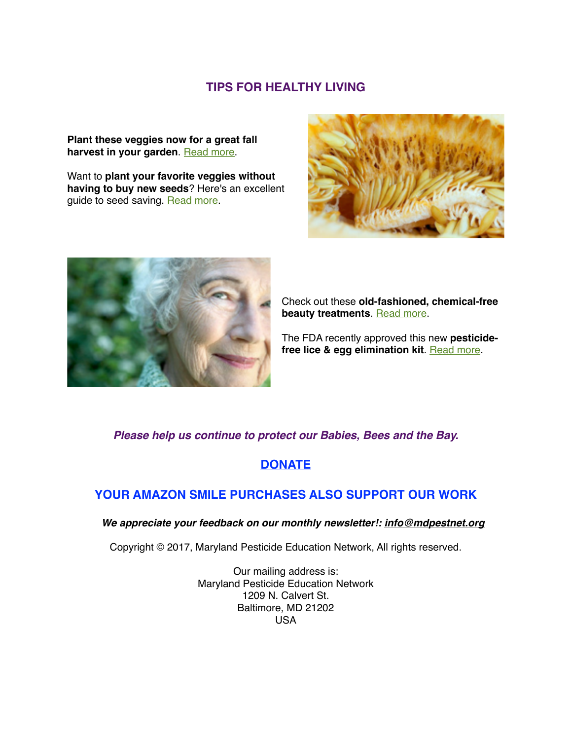## TIPS FOR HEALTHY LIVING

**Plant these veggies now for a great fall harvest in your garden**. Read more.

Want to **plant your favorite veggies without having to buy new seeds**? Here's an excellent guide to seed saving. Read more.

Check out these **old-fashioned, chemical-free beauty treatments**. Read more.

The FDA recently approved this new **pesticide-free lice & egg elimination kit**. Read more.

***Please help us continue to protect our Babies, Bees and the Bay.***

**DONATE**

**YOUR AMAZON SMILE PURCHASES ALSO SUPPORT OUR WORK**

***We appreciate your feedback on our monthly newsletter!: info@mdpestnet.org***

Copyright © 2017, Maryland Pesticide Education Network, All rights reserved.

Our mailing address is:
Maryland Pesticide Education Network
1209 N. Calvert St.
Baltimore, MD 21202
USA